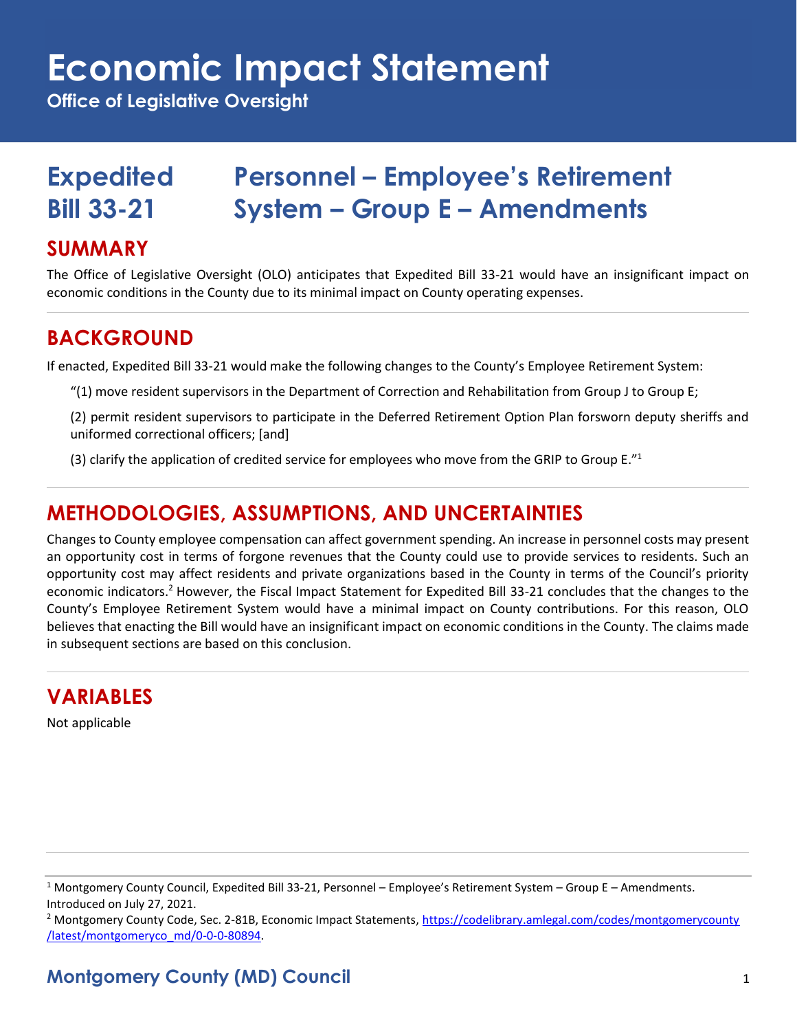# Economic Impact Statement

**Office of Legislative Oversight**

## Expedited Bill 33-21 — Personnel – Employee's Retirement System – Group E – Amendments

## SUMMARY

The Office of Legislative Oversight (OLO) anticipates that Expedited Bill 33-21 would have an insignificant impact on economic conditions in the County due to its minimal impact on County operating expenses.

## BACKGROUND

If enacted, Expedited Bill 33-21 would make the following changes to the County's Employee Retirement System:

"(1) move resident supervisors in the Department of Correction and Rehabilitation from Group J to Group E;

(2) permit resident supervisors to participate in the Deferred Retirement Option Plan forsworn deputy sheriffs and uniformed correctional officers; [and]

(3) clarify the application of credited service for employees who move from the GRIP to Group E."[1]

## METHODOLOGIES, ASSUMPTIONS, AND UNCERTAINTIES

Changes to County employee compensation can affect government spending. An increase in personnel costs may present an opportunity cost in terms of forgone revenues that the County could use to provide services to residents. Such an opportunity cost may affect residents and private organizations based in the County in terms of the Council's priority economic indicators.[2] However, the Fiscal Impact Statement for Expedited Bill 33-21 concludes that the changes to the County's Employee Retirement System would have a minimal impact on County contributions. For this reason, OLO believes that enacting the Bill would have an insignificant impact on economic conditions in the County. The claims made in subsequent sections are based on this conclusion.

## VARIABLES

Not applicable

---

[1] Montgomery County Council, Expedited Bill 33-21, Personnel – Employee's Retirement System – Group E – Amendments. Introduced on July 27, 2021.

[2] Montgomery County Code, Sec. 2-81B, Economic Impact Statements, https://codelibrary.amlegal.com/codes/montgomerycounty/latest/montgomeryco_md/0-0-0-80894.

**Montgomery County (MD) Council**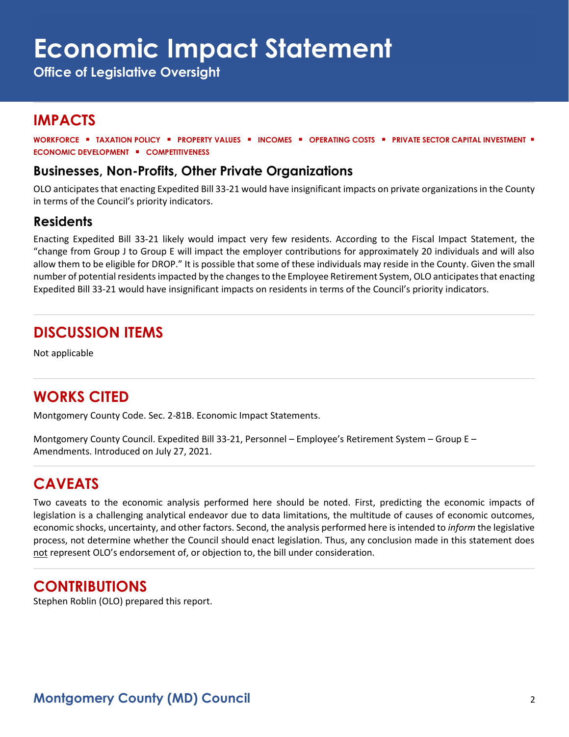# Economic Impact Statement

**Office of Legislative Oversight**

## IMPACTS

**WORKFORCE ▪ TAXATION POLICY ▪ PROPERTY VALUES ▪ INCOMES ▪ OPERATING COSTS ▪ PRIVATE SECTOR CAPITAL INVESTMENT ▪ ECONOMIC DEVELOPMENT ▪ COMPETITIVENESS**

### Businesses, Non-Profits, Other Private Organizations

OLO anticipates that enacting Expedited Bill 33-21 would have insignificant impacts on private organizations in the County in terms of the Council's priority indicators.

### Residents

Enacting Expedited Bill 33-21 likely would impact very few residents. According to the Fiscal Impact Statement, the "change from Group J to Group E will impact the employer contributions for approximately 20 individuals and will also allow them to be eligible for DROP." It is possible that some of these individuals may reside in the County. Given the small number of potential residents impacted by the changes to the Employee Retirement System, OLO anticipates that enacting Expedited Bill 33-21 would have insignificant impacts on residents in terms of the Council's priority indicators.

## DISCUSSION ITEMS

Not applicable

## WORKS CITED

Montgomery County Code. Sec. 2-81B. Economic Impact Statements.

Montgomery County Council. Expedited Bill 33-21, Personnel – Employee's Retirement System – Group E – Amendments. Introduced on July 27, 2021.

## CAVEATS

Two caveats to the economic analysis performed here should be noted. First, predicting the economic impacts of legislation is a challenging analytical endeavor due to data limitations, the multitude of causes of economic outcomes, economic shocks, uncertainty, and other factors. Second, the analysis performed here is intended to *inform* the legislative process, not determine whether the Council should enact legislation. Thus, any conclusion made in this statement does not represent OLO's endorsement of, or objection to, the bill under consideration.

## CONTRIBUTIONS

Stephen Roblin (OLO) prepared this report.